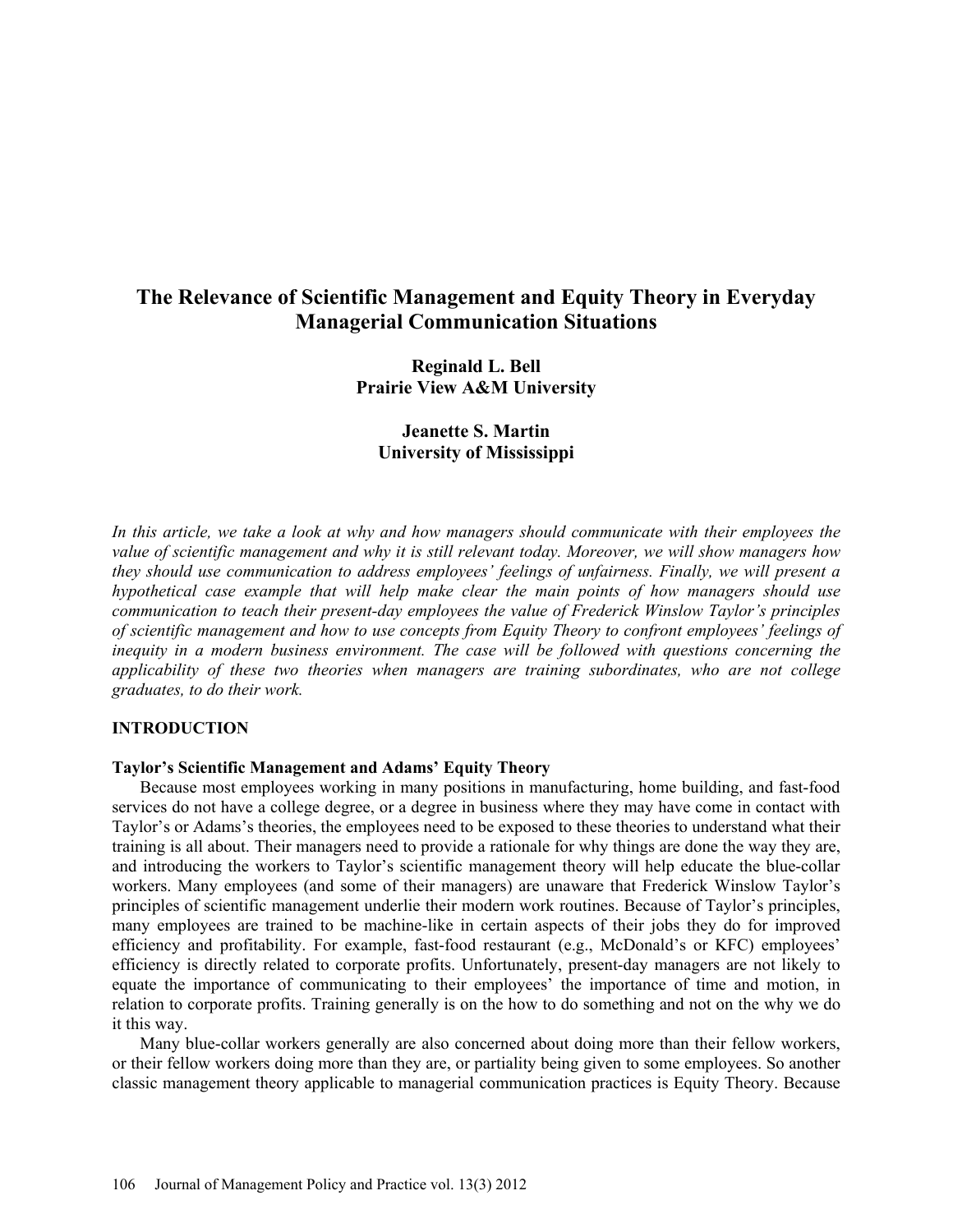# The Relevance of Scientific Management and Equity Theory in Everyday Managerial Communication Situations

**Reginald L. Bell**
**Prairie View A&M University**

**Jeanette S. Martin**
**University of Mississippi**

*In this article, we take a look at why and how managers should communicate with their employees the value of scientific management and why it is still relevant today. Moreover, we will show managers how they should use communication to address employees' feelings of unfairness. Finally, we will present a hypothetical case example that will help make clear the main points of how managers should use communication to teach their present-day employees the value of Frederick Winslow Taylor's principles of scientific management and how to use concepts from Equity Theory to confront employees' feelings of inequity in a modern business environment. The case will be followed with questions concerning the applicability of these two theories when managers are training subordinates, who are not college graduates, to do their work.*

## INTRODUCTION

### Taylor's Scientific Management and Adams' Equity Theory

Because most employees working in many positions in manufacturing, home building, and fast-food services do not have a college degree, or a degree in business where they may have come in contact with Taylor's or Adams's theories, the employees need to be exposed to these theories to understand what their training is all about. Their managers need to provide a rationale for why things are done the way they are, and introducing the workers to Taylor's scientific management theory will help educate the blue-collar workers. Many employees (and some of their managers) are unaware that Frederick Winslow Taylor's principles of scientific management underlie their modern work routines. Because of Taylor's principles, many employees are trained to be machine-like in certain aspects of their jobs they do for improved efficiency and profitability. For example, fast-food restaurant (e.g., McDonald's or KFC) employees' efficiency is directly related to corporate profits. Unfortunately, present-day managers are not likely to equate the importance of communicating to their employees' the importance of time and motion, in relation to corporate profits. Training generally is on the how to do something and not on the why we do it this way.

Many blue-collar workers generally are also concerned about doing more than their fellow workers, or their fellow workers doing more than they are, or partiality being given to some employees. So another classic management theory applicable to managerial communication practices is Equity Theory. Because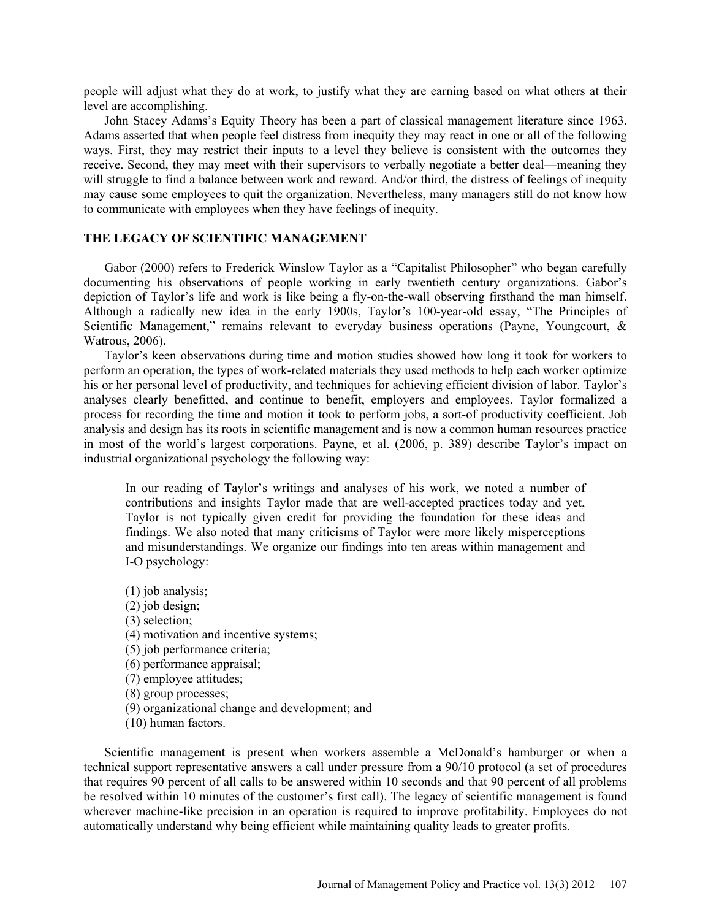people will adjust what they do at work, to justify what they are earning based on what others at their level are accomplishing.

John Stacey Adams's Equity Theory has been a part of classical management literature since 1963. Adams asserted that when people feel distress from inequity they may react in one or all of the following ways. First, they may restrict their inputs to a level they believe is consistent with the outcomes they receive. Second, they may meet with their supervisors to verbally negotiate a better deal—meaning they will struggle to find a balance between work and reward. And/or third, the distress of feelings of inequity may cause some employees to quit the organization. Nevertheless, many managers still do not know how to communicate with employees when they have feelings of inequity.

## THE LEGACY OF SCIENTIFIC MANAGEMENT

Gabor (2000) refers to Frederick Winslow Taylor as a "Capitalist Philosopher" who began carefully documenting his observations of people working in early twentieth century organizations. Gabor's depiction of Taylor's life and work is like being a fly-on-the-wall observing firsthand the man himself. Although a radically new idea in the early 1900s, Taylor's 100-year-old essay, "The Principles of Scientific Management," remains relevant to everyday business operations (Payne, Youngcourt, & Watrous, 2006).

Taylor's keen observations during time and motion studies showed how long it took for workers to perform an operation, the types of work-related materials they used methods to help each worker optimize his or her personal level of productivity, and techniques for achieving efficient division of labor. Taylor's analyses clearly benefitted, and continue to benefit, employers and employees. Taylor formalized a process for recording the time and motion it took to perform jobs, a sort-of productivity coefficient. Job analysis and design has its roots in scientific management and is now a common human resources practice in most of the world's largest corporations. Payne, et al. (2006, p. 389) describe Taylor's impact on industrial organizational psychology the following way:

> In our reading of Taylor's writings and analyses of his work, we noted a number of contributions and insights Taylor made that are well-accepted practices today and yet, Taylor is not typically given credit for providing the foundation for these ideas and findings. We also noted that many criticisms of Taylor were more likely misperceptions and misunderstandings. We organize our findings into ten areas within management and I-O psychology:
>
> (1) job analysis;
> (2) job design;
> (3) selection;
> (4) motivation and incentive systems;
> (5) job performance criteria;
> (6) performance appraisal;
> (7) employee attitudes;
> (8) group processes;
> (9) organizational change and development; and
> (10) human factors.

Scientific management is present when workers assemble a McDonald's hamburger or when a technical support representative answers a call under pressure from a 90/10 protocol (a set of procedures that requires 90 percent of all calls to be answered within 10 seconds and that 90 percent of all problems be resolved within 10 minutes of the customer's first call). The legacy of scientific management is found wherever machine-like precision in an operation is required to improve profitability. Employees do not automatically understand why being efficient while maintaining quality leads to greater profits.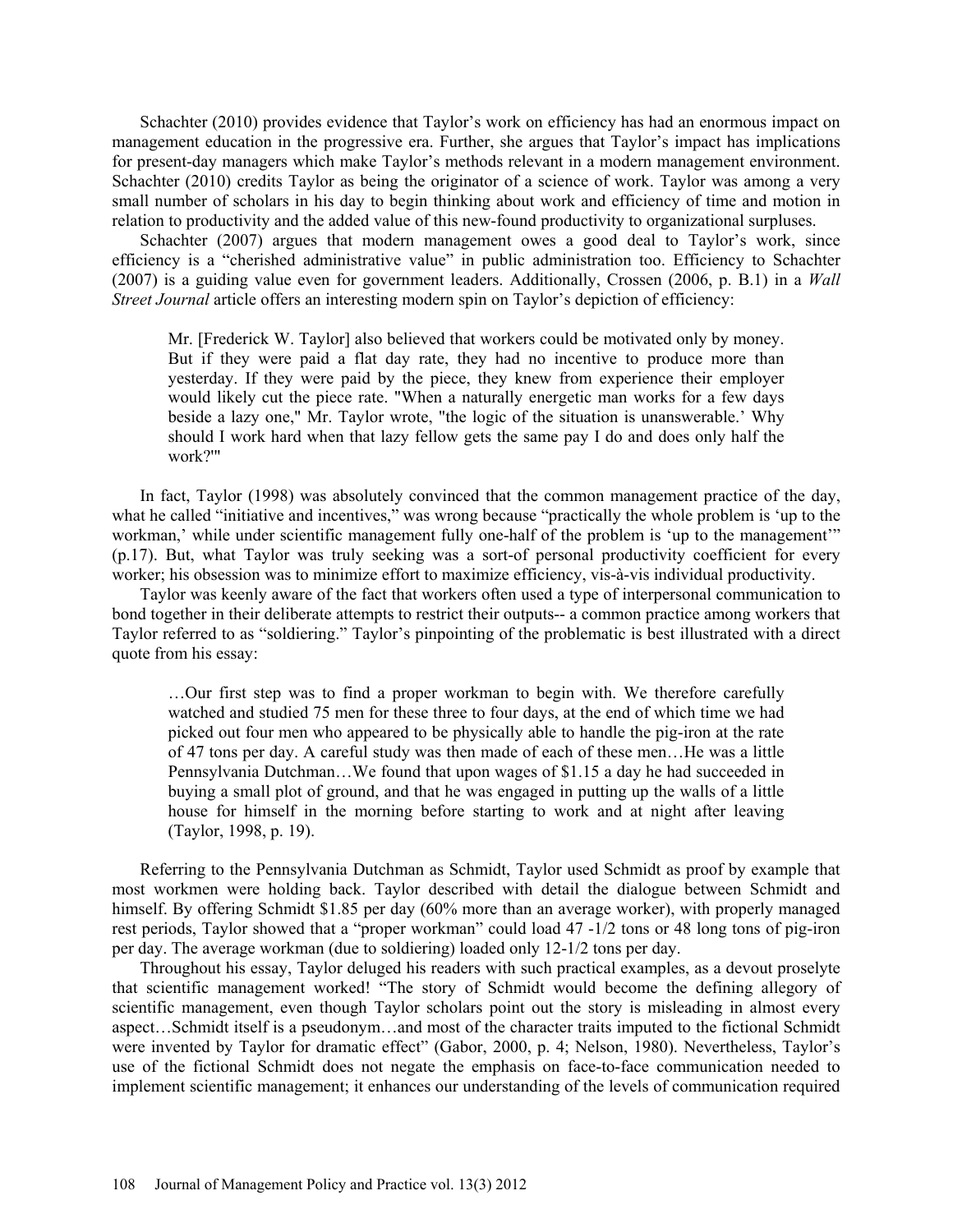Schachter (2010) provides evidence that Taylor's work on efficiency has had an enormous impact on management education in the progressive era. Further, she argues that Taylor's impact has implications for present-day managers which make Taylor's methods relevant in a modern management environment. Schachter (2010) credits Taylor as being the originator of a science of work. Taylor was among a very small number of scholars in his day to begin thinking about work and efficiency of time and motion in relation to productivity and the added value of this new-found productivity to organizational surpluses.

Schachter (2007) argues that modern management owes a good deal to Taylor's work, since efficiency is a "cherished administrative value" in public administration too. Efficiency to Schachter (2007) is a guiding value even for government leaders. Additionally, Crossen (2006, p. B.1) in a *Wall Street Journal* article offers an interesting modern spin on Taylor's depiction of efficiency:

> Mr. [Frederick W. Taylor] also believed that workers could be motivated only by money. But if they were paid a flat day rate, they had no incentive to produce more than yesterday. If they were paid by the piece, they knew from experience their employer would likely cut the piece rate. "When a naturally energetic man works for a few days beside a lazy one," Mr. Taylor wrote, "the logic of the situation is unanswerable.' Why should I work hard when that lazy fellow gets the same pay I do and does only half the work?'"

In fact, Taylor (1998) was absolutely convinced that the common management practice of the day, what he called "initiative and incentives," was wrong because "practically the whole problem is 'up to the workman,' while under scientific management fully one-half of the problem is 'up to the management'" (p.17). But, what Taylor was truly seeking was a sort-of personal productivity coefficient for every worker; his obsession was to minimize effort to maximize efficiency, vis-à-vis individual productivity.

Taylor was keenly aware of the fact that workers often used a type of interpersonal communication to bond together in their deliberate attempts to restrict their outputs-- a common practice among workers that Taylor referred to as "soldiering." Taylor's pinpointing of the problematic is best illustrated with a direct quote from his essay:

> …Our first step was to find a proper workman to begin with. We therefore carefully watched and studied 75 men for these three to four days, at the end of which time we had picked out four men who appeared to be physically able to handle the pig-iron at the rate of 47 tons per day. A careful study was then made of each of these men…He was a little Pennsylvania Dutchman…We found that upon wages of $1.15 a day he had succeeded in buying a small plot of ground, and that he was engaged in putting up the walls of a little house for himself in the morning before starting to work and at night after leaving (Taylor, 1998, p. 19).

Referring to the Pennsylvania Dutchman as Schmidt, Taylor used Schmidt as proof by example that most workmen were holding back. Taylor described with detail the dialogue between Schmidt and himself. By offering Schmidt $1.85 per day (60% more than an average worker), with properly managed rest periods, Taylor showed that a "proper workman" could load 47 -1/2 tons or 48 long tons of pig-iron per day. The average workman (due to soldiering) loaded only 12-1/2 tons per day.

Throughout his essay, Taylor deluged his readers with such practical examples, as a devout proselyte that scientific management worked! "The story of Schmidt would become the defining allegory of scientific management, even though Taylor scholars point out the story is misleading in almost every aspect…Schmidt itself is a pseudonym…and most of the character traits imputed to the fictional Schmidt were invented by Taylor for dramatic effect" (Gabor, 2000, p. 4; Nelson, 1980). Nevertheless, Taylor's use of the fictional Schmidt does not negate the emphasis on face-to-face communication needed to implement scientific management; it enhances our understanding of the levels of communication required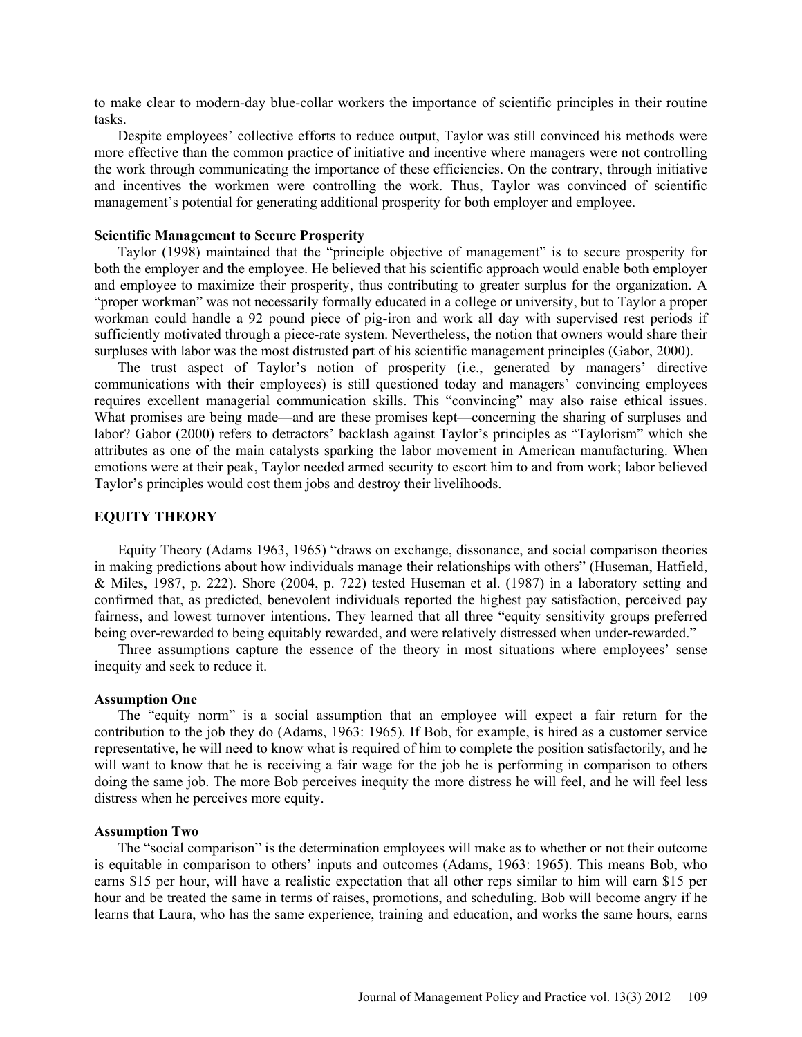to make clear to modern-day blue-collar workers the importance of scientific principles in their routine tasks.

Despite employees' collective efforts to reduce output, Taylor was still convinced his methods were more effective than the common practice of initiative and incentive where managers were not controlling the work through communicating the importance of these efficiencies. On the contrary, through initiative and incentives the workmen were controlling the work. Thus, Taylor was convinced of scientific management's potential for generating additional prosperity for both employer and employee.

### Scientific Management to Secure Prosperity

Taylor (1998) maintained that the "principle objective of management" is to secure prosperity for both the employer and the employee. He believed that his scientific approach would enable both employer and employee to maximize their prosperity, thus contributing to greater surplus for the organization. A "proper workman" was not necessarily formally educated in a college or university, but to Taylor a proper workman could handle a 92 pound piece of pig-iron and work all day with supervised rest periods if sufficiently motivated through a piece-rate system. Nevertheless, the notion that owners would share their surpluses with labor was the most distrusted part of his scientific management principles (Gabor, 2000).

The trust aspect of Taylor's notion of prosperity (i.e., generated by managers' directive communications with their employees) is still questioned today and managers' convincing employees requires excellent managerial communication skills. This "convincing" may also raise ethical issues. What promises are being made—and are these promises kept—concerning the sharing of surpluses and labor? Gabor (2000) refers to detractors' backlash against Taylor's principles as "Taylorism" which she attributes as one of the main catalysts sparking the labor movement in American manufacturing. When emotions were at their peak, Taylor needed armed security to escort him to and from work; labor believed Taylor's principles would cost them jobs and destroy their livelihoods.

## EQUITY THEORY

Equity Theory (Adams 1963, 1965) "draws on exchange, dissonance, and social comparison theories in making predictions about how individuals manage their relationships with others" (Huseman, Hatfield, & Miles, 1987, p. 222). Shore (2004, p. 722) tested Huseman et al. (1987) in a laboratory setting and confirmed that, as predicted, benevolent individuals reported the highest pay satisfaction, perceived pay fairness, and lowest turnover intentions. They learned that all three "equity sensitivity groups preferred being over-rewarded to being equitably rewarded, and were relatively distressed when under-rewarded."

Three assumptions capture the essence of the theory in most situations where employees' sense inequity and seek to reduce it.

### Assumption One

The "equity norm" is a social assumption that an employee will expect a fair return for the contribution to the job they do (Adams, 1963: 1965). If Bob, for example, is hired as a customer service representative, he will need to know what is required of him to complete the position satisfactorily, and he will want to know that he is receiving a fair wage for the job he is performing in comparison to others doing the same job. The more Bob perceives inequity the more distress he will feel, and he will feel less distress when he perceives more equity.

### Assumption Two

The "social comparison" is the determination employees will make as to whether or not their outcome is equitable in comparison to others' inputs and outcomes (Adams, 1963: 1965). This means Bob, who earns \$15 per hour, will have a realistic expectation that all other reps similar to him will earn \$15 per hour and be treated the same in terms of raises, promotions, and scheduling. Bob will become angry if he learns that Laura, who has the same experience, training and education, and works the same hours, earns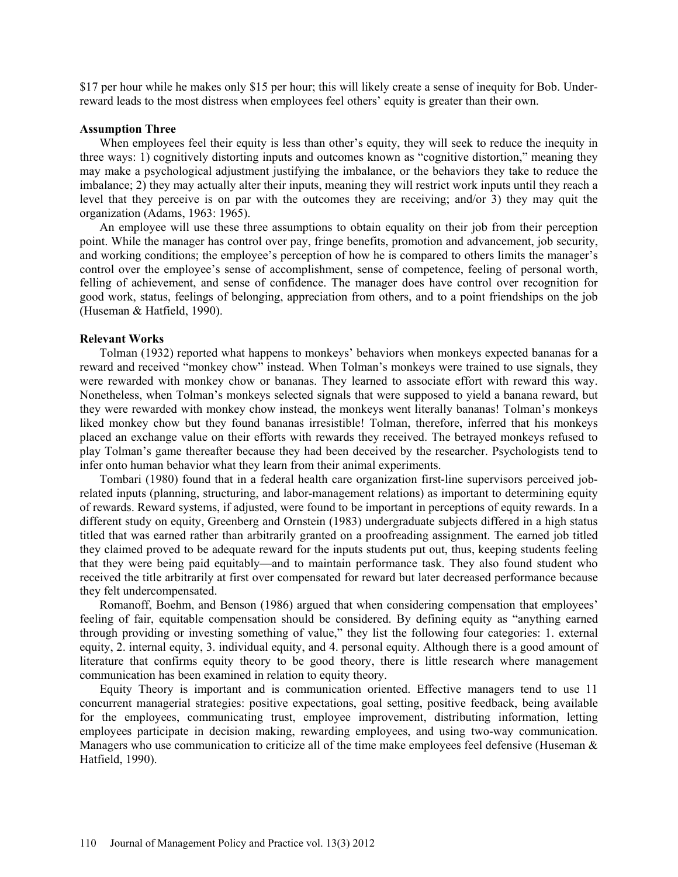$17 per hour while he makes only $15 per hour; this will likely create a sense of inequity for Bob. Under-reward leads to the most distress when employees feel others' equity is greater than their own.

**Assumption Three**

When employees feel their equity is less than other's equity, they will seek to reduce the inequity in three ways: 1) cognitively distorting inputs and outcomes known as "cognitive distortion," meaning they may make a psychological adjustment justifying the imbalance, or the behaviors they take to reduce the imbalance; 2) they may actually alter their inputs, meaning they will restrict work inputs until they reach a level that they perceive is on par with the outcomes they are receiving; and/or 3) they may quit the organization (Adams, 1963: 1965).

An employee will use these three assumptions to obtain equality on their job from their perception point. While the manager has control over pay, fringe benefits, promotion and advancement, job security, and working conditions; the employee's perception of how he is compared to others limits the manager's control over the employee's sense of accomplishment, sense of competence, feeling of personal worth, feeling of achievement, and sense of confidence. The manager does have control over recognition for good work, status, feelings of belonging, appreciation from others, and to a point friendships on the job (Huseman & Hatfield, 1990).

**Relevant Works**

Tolman (1932) reported what happens to monkeys' behaviors when monkeys expected bananas for a reward and received "monkey chow" instead. When Tolman's monkeys were trained to use signals, they were rewarded with monkey chow or bananas. They learned to associate effort with reward this way. Nonetheless, when Tolman's monkeys selected signals that were supposed to yield a banana reward, but they were rewarded with monkey chow instead, the monkeys went literally bananas! Tolman's monkeys liked monkey chow but they found bananas irresistible! Tolman, therefore, inferred that his monkeys placed an exchange value on their efforts with rewards they received. The betrayed monkeys refused to play Tolman's game thereafter because they had been deceived by the researcher. Psychologists tend to infer onto human behavior what they learn from their animal experiments.

Tombari (1980) found that in a federal health care organization first-line supervisors perceived job-related inputs (planning, structuring, and labor-management relations) as important to determining equity of rewards. Reward systems, if adjusted, were found to be important in perceptions of equity rewards. In a different study on equity, Greenberg and Ornstein (1983) undergraduate subjects differed in a high status titled that was earned rather than arbitrarily granted on a proofreading assignment. The earned job titled they claimed proved to be adequate reward for the inputs students put out, thus, keeping students feeling that they were being paid equitably—and to maintain performance task. They also found student who received the title arbitrarily at first over compensated for reward but later decreased performance because they felt undercompensated.

Romanoff, Boehm, and Benson (1986) argued that when considering compensation that employees' feeling of fair, equitable compensation should be considered. By defining equity as "anything earned through providing or investing something of value," they list the following four categories: 1. external equity, 2. internal equity, 3. individual equity, and 4. personal equity. Although there is a good amount of literature that confirms equity theory to be good theory, there is little research where management communication has been examined in relation to equity theory.

Equity Theory is important and is communication oriented. Effective managers tend to use 11 concurrent managerial strategies: positive expectations, goal setting, positive feedback, being available for the employees, communicating trust, employee improvement, distributing information, letting employees participate in decision making, rewarding employees, and using two-way communication. Managers who use communication to criticize all of the time make employees feel defensive (Huseman & Hatfield, 1990).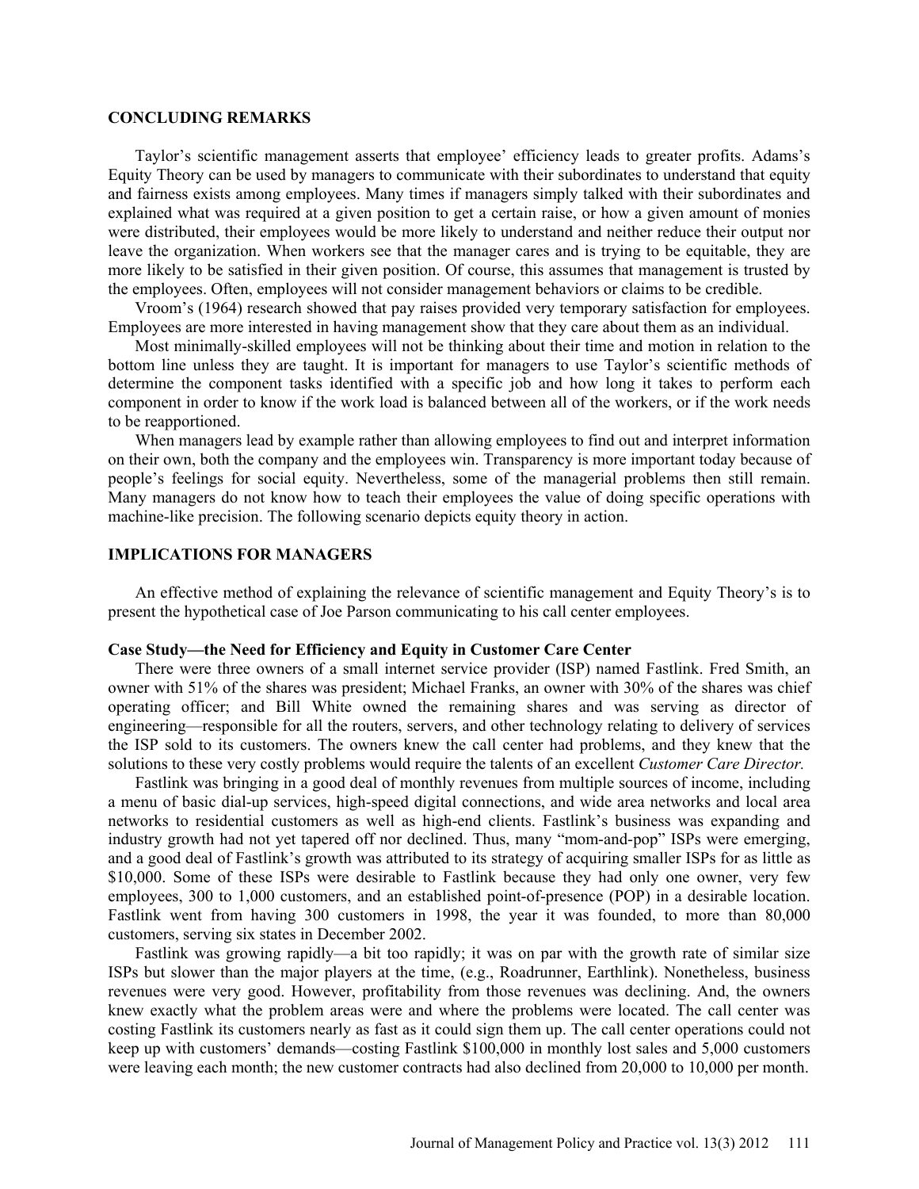## CONCLUDING REMARKS

Taylor's scientific management asserts that employee' efficiency leads to greater profits. Adams's Equity Theory can be used by managers to communicate with their subordinates to understand that equity and fairness exists among employees. Many times if managers simply talked with their subordinates and explained what was required at a given position to get a certain raise, or how a given amount of monies were distributed, their employees would be more likely to understand and neither reduce their output nor leave the organization. When workers see that the manager cares and is trying to be equitable, they are more likely to be satisfied in their given position. Of course, this assumes that management is trusted by the employees. Often, employees will not consider management behaviors or claims to be credible.

Vroom's (1964) research showed that pay raises provided very temporary satisfaction for employees. Employees are more interested in having management show that they care about them as an individual.

Most minimally-skilled employees will not be thinking about their time and motion in relation to the bottom line unless they are taught. It is important for managers to use Taylor's scientific methods of determine the component tasks identified with a specific job and how long it takes to perform each component in order to know if the work load is balanced between all of the workers, or if the work needs to be reapportioned.

When managers lead by example rather than allowing employees to find out and interpret information on their own, both the company and the employees win. Transparency is more important today because of people's feelings for social equity. Nevertheless, some of the managerial problems then still remain. Many managers do not know how to teach their employees the value of doing specific operations with machine-like precision. The following scenario depicts equity theory in action.

## IMPLICATIONS FOR MANAGERS

An effective method of explaining the relevance of scientific management and Equity Theory's is to present the hypothetical case of Joe Parson communicating to his call center employees.

### Case Study—the Need for Efficiency and Equity in Customer Care Center

There were three owners of a small internet service provider (ISP) named Fastlink. Fred Smith, an owner with 51% of the shares was president; Michael Franks, an owner with 30% of the shares was chief operating officer; and Bill White owned the remaining shares and was serving as director of engineering—responsible for all the routers, servers, and other technology relating to delivery of services the ISP sold to its customers. The owners knew the call center had problems, and they knew that the solutions to these very costly problems would require the talents of an excellent *Customer Care Director.*

Fastlink was bringing in a good deal of monthly revenues from multiple sources of income, including a menu of basic dial-up services, high-speed digital connections, and wide area networks and local area networks to residential customers as well as high-end clients. Fastlink's business was expanding and industry growth had not yet tapered off nor declined. Thus, many "mom-and-pop" ISPs were emerging, and a good deal of Fastlink's growth was attributed to its strategy of acquiring smaller ISPs for as little as \$10,000. Some of these ISPs were desirable to Fastlink because they had only one owner, very few employees, 300 to 1,000 customers, and an established point-of-presence (POP) in a desirable location. Fastlink went from having 300 customers in 1998, the year it was founded, to more than 80,000 customers, serving six states in December 2002.

Fastlink was growing rapidly—a bit too rapidly; it was on par with the growth rate of similar size ISPs but slower than the major players at the time, (e.g., Roadrunner, Earthlink). Nonetheless, business revenues were very good. However, profitability from those revenues was declining. And, the owners knew exactly what the problem areas were and where the problems were located. The call center was costing Fastlink its customers nearly as fast as it could sign them up. The call center operations could not keep up with customers' demands—costing Fastlink \$100,000 in monthly lost sales and 5,000 customers were leaving each month; the new customer contracts had also declined from 20,000 to 10,000 per month.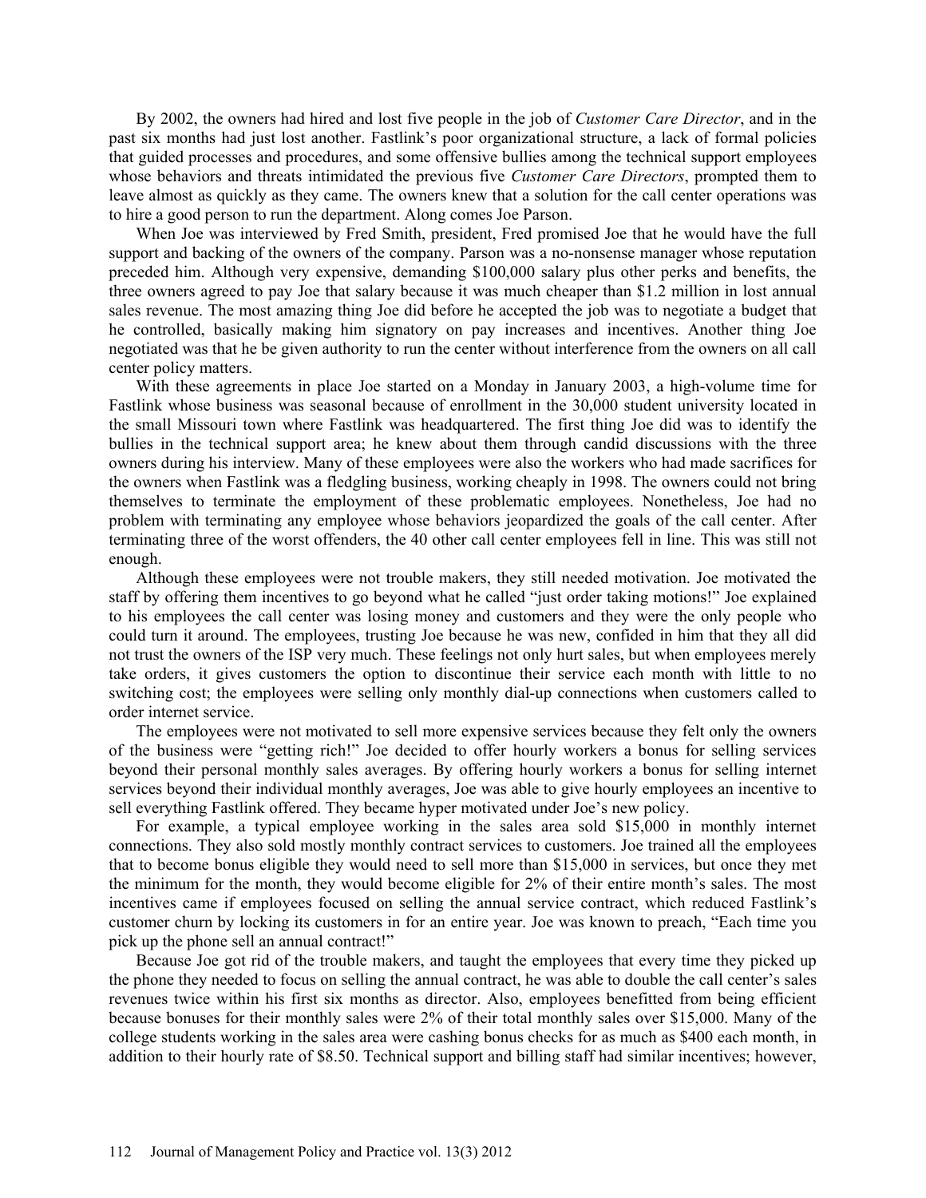By 2002, the owners had hired and lost five people in the job of *Customer Care Director*, and in the past six months had just lost another. Fastlink's poor organizational structure, a lack of formal policies that guided processes and procedures, and some offensive bullies among the technical support employees whose behaviors and threats intimidated the previous five *Customer Care Directors*, prompted them to leave almost as quickly as they came. The owners knew that a solution for the call center operations was to hire a good person to run the department. Along comes Joe Parson.

When Joe was interviewed by Fred Smith, president, Fred promised Joe that he would have the full support and backing of the owners of the company. Parson was a no-nonsense manager whose reputation preceded him. Although very expensive, demanding \$100,000 salary plus other perks and benefits, the three owners agreed to pay Joe that salary because it was much cheaper than \$1.2 million in lost annual sales revenue. The most amazing thing Joe did before he accepted the job was to negotiate a budget that he controlled, basically making him signatory on pay increases and incentives. Another thing Joe negotiated was that he be given authority to run the center without interference from the owners on all call center policy matters.

With these agreements in place Joe started on a Monday in January 2003, a high-volume time for Fastlink whose business was seasonal because of enrollment in the 30,000 student university located in the small Missouri town where Fastlink was headquartered. The first thing Joe did was to identify the bullies in the technical support area; he knew about them through candid discussions with the three owners during his interview. Many of these employees were also the workers who had made sacrifices for the owners when Fastlink was a fledgling business, working cheaply in 1998. The owners could not bring themselves to terminate the employment of these problematic employees. Nonetheless, Joe had no problem with terminating any employee whose behaviors jeopardized the goals of the call center. After terminating three of the worst offenders, the 40 other call center employees fell in line. This was still not enough.

Although these employees were not trouble makers, they still needed motivation. Joe motivated the staff by offering them incentives to go beyond what he called "just order taking motions!" Joe explained to his employees the call center was losing money and customers and they were the only people who could turn it around. The employees, trusting Joe because he was new, confided in him that they all did not trust the owners of the ISP very much. These feelings not only hurt sales, but when employees merely take orders, it gives customers the option to discontinue their service each month with little to no switching cost; the employees were selling only monthly dial-up connections when customers called to order internet service.

The employees were not motivated to sell more expensive services because they felt only the owners of the business were "getting rich!" Joe decided to offer hourly workers a bonus for selling services beyond their personal monthly sales averages. By offering hourly workers a bonus for selling internet services beyond their individual monthly averages, Joe was able to give hourly employees an incentive to sell everything Fastlink offered. They became hyper motivated under Joe's new policy.

For example, a typical employee working in the sales area sold \$15,000 in monthly internet connections. They also sold mostly monthly contract services to customers. Joe trained all the employees that to become bonus eligible they would need to sell more than \$15,000 in services, but once they met the minimum for the month, they would become eligible for 2% of their entire month's sales. The most incentives came if employees focused on selling the annual service contract, which reduced Fastlink's customer churn by locking its customers in for an entire year. Joe was known to preach, "Each time you pick up the phone sell an annual contract!"

Because Joe got rid of the trouble makers, and taught the employees that every time they picked up the phone they needed to focus on selling the annual contract, he was able to double the call center's sales revenues twice within his first six months as director. Also, employees benefitted from being efficient because bonuses for their monthly sales were 2% of their total monthly sales over \$15,000. Many of the college students working in the sales area were cashing bonus checks for as much as \$400 each month, in addition to their hourly rate of \$8.50. Technical support and billing staff had similar incentives; however,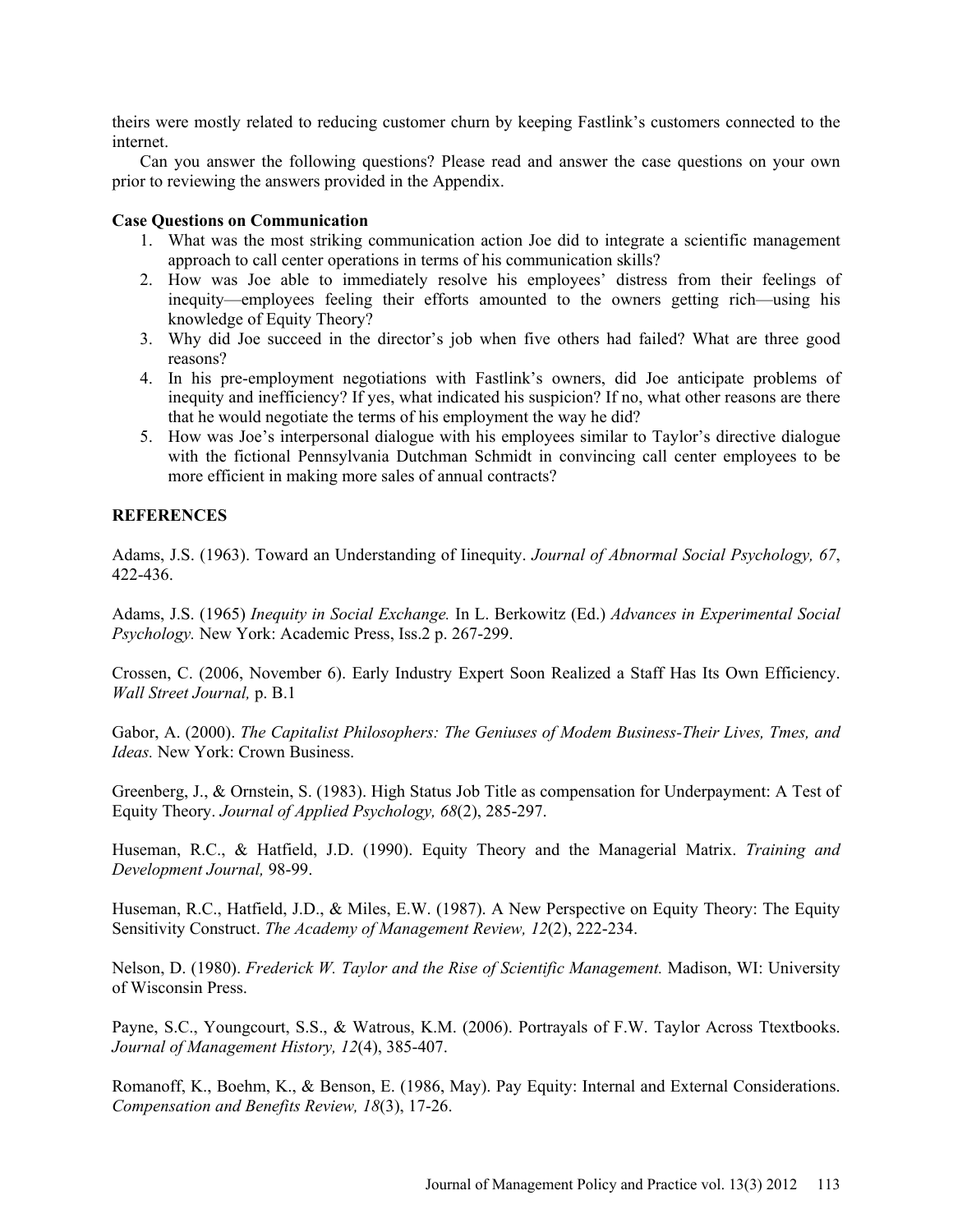theirs were mostly related to reducing customer churn by keeping Fastlink's customers connected to the internet.

Can you answer the following questions? Please read and answer the case questions on your own prior to reviewing the answers provided in the Appendix.

**Case Questions on Communication**

1. What was the most striking communication action Joe did to integrate a scientific management approach to call center operations in terms of his communication skills?
2. How was Joe able to immediately resolve his employees' distress from their feelings of inequity—employees feeling their efforts amounted to the owners getting rich—using his knowledge of Equity Theory?
3. Why did Joe succeed in the director's job when five others had failed? What are three good reasons?
4. In his pre-employment negotiations with Fastlink's owners, did Joe anticipate problems of inequity and inefficiency? If yes, what indicated his suspicion? If no, what other reasons are there that he would negotiate the terms of his employment the way he did?
5. How was Joe's interpersonal dialogue with his employees similar to Taylor's directive dialogue with the fictional Pennsylvania Dutchman Schmidt in convincing call center employees to be more efficient in making more sales of annual contracts?

## REFERENCES

Adams, J.S. (1963). Toward an Understanding of Iinequity. *Journal of Abnormal Social Psychology, 67*, 422-436.

Adams, J.S. (1965) *Inequity in Social Exchange.* In L. Berkowitz (Ed.) *Advances in Experimental Social Psychology.* New York: Academic Press, Iss.2 p. 267-299.

Crossen, C. (2006, November 6). Early Industry Expert Soon Realized a Staff Has Its Own Efficiency. *Wall Street Journal,* p. B.1

Gabor, A. (2000). *The Capitalist Philosophers: The Geniuses of Modem Business-Their Lives, Tmes, and Ideas.* New York: Crown Business.

Greenberg, J., & Ornstein, S. (1983). High Status Job Title as compensation for Underpayment: A Test of Equity Theory. *Journal of Applied Psychology, 68*(2), 285-297.

Huseman, R.C., & Hatfield, J.D. (1990). Equity Theory and the Managerial Matrix. *Training and Development Journal,* 98-99.

Huseman, R.C., Hatfield, J.D., & Miles, E.W. (1987). A New Perspective on Equity Theory: The Equity Sensitivity Construct. *The Academy of Management Review, 12*(2), 222-234.

Nelson, D. (1980). *Frederick W. Taylor and the Rise of Scientific Management.* Madison, WI: University of Wisconsin Press.

Payne, S.C., Youngcourt, S.S., & Watrous, K.M. (2006). Portrayals of F.W. Taylor Across Ttextbooks. *Journal of Management History, 12*(4), 385-407.

Romanoff, K., Boehm, K., & Benson, E. (1986, May). Pay Equity: Internal and External Considerations. *Compensation and Benefits Review, 18*(3), 17-26.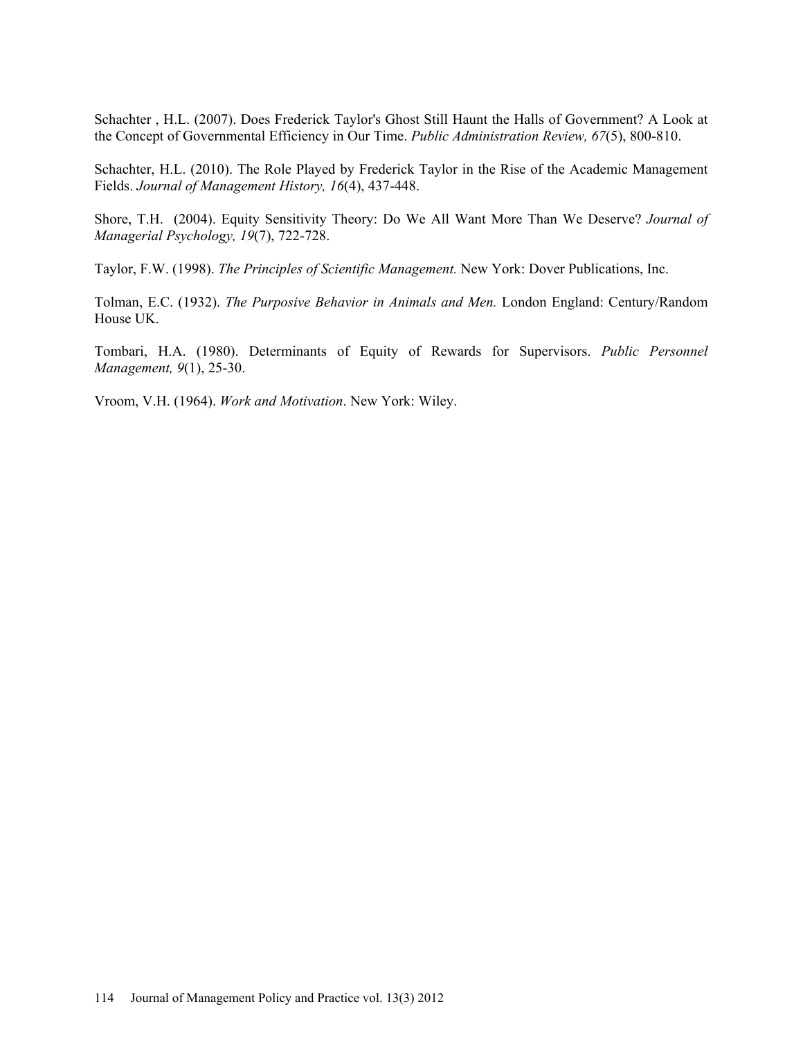Schachter , H.L. (2007). Does Frederick Taylor's Ghost Still Haunt the Halls of Government? A Look at the Concept of Governmental Efficiency in Our Time. *Public Administration Review, 67*(5), 800-810.

Schachter, H.L. (2010). The Role Played by Frederick Taylor in the Rise of the Academic Management Fields. *Journal of Management History, 16*(4), 437-448.

Shore, T.H. (2004). Equity Sensitivity Theory: Do We All Want More Than We Deserve? *Journal of Managerial Psychology, 19*(7), 722-728.

Taylor, F.W. (1998). *The Principles of Scientific Management.* New York: Dover Publications, Inc.

Tolman, E.C. (1932). *The Purposive Behavior in Animals and Men.* London England: Century/Random House UK.

Tombari, H.A. (1980). Determinants of Equity of Rewards for Supervisors. *Public Personnel Management, 9*(1), 25-30.

Vroom, V.H. (1964). *Work and Motivation*. New York: Wiley.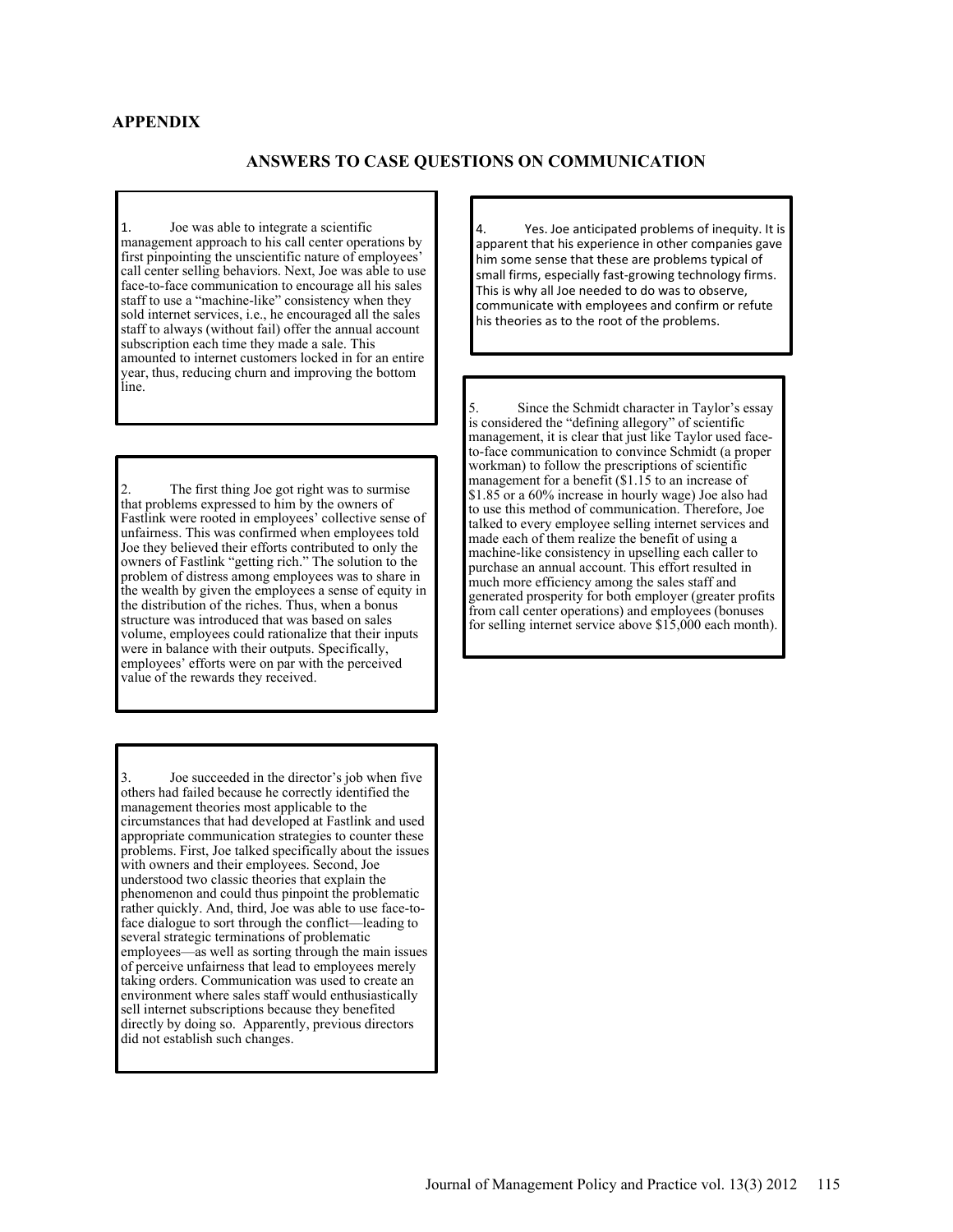## APPENDIX

### ANSWERS TO CASE QUESTIONS ON COMMUNICATION

1. Joe was able to integrate a scientific management approach to his call center operations by first pinpointing the unscientific nature of employees' call center selling behaviors. Next, Joe was able to use face-to-face communication to encourage all his sales staff to use a "machine-like" consistency when they sold internet services, i.e., he encouraged all the sales staff to always (without fail) offer the annual account subscription each time they made a sale. This amounted to internet customers locked in for an entire year, thus, reducing churn and improving the bottom line.

2. The first thing Joe got right was to surmise that problems expressed to him by the owners of Fastlink were rooted in employees' collective sense of unfairness. This was confirmed when employees told Joe they believed their efforts contributed to only the owners of Fastlink "getting rich." The solution to the problem of distress among employees was to share in the wealth by given the employees a sense of equity in the distribution of the riches. Thus, when a bonus structure was introduced that was based on sales volume, employees could rationalize that their inputs were in balance with their outputs. Specifically, employees' efforts were on par with the perceived value of the rewards they received.

3. Joe succeeded in the director's job when five others had failed because he correctly identified the management theories most applicable to the circumstances that had developed at Fastlink and used appropriate communication strategies to counter these problems. First, Joe talked specifically about the issues with owners and their employees. Second, Joe understood two classic theories that explain the phenomenon and could thus pinpoint the problematic rather quickly. And, third, Joe was able to use face-to-face dialogue to sort through the conflict—leading to several strategic terminations of problematic employees—as well as sorting through the main issues of perceive unfairness that lead to employees merely taking orders. Communication was used to create an environment where sales staff would enthusiastically sell internet subscriptions because they benefited directly by doing so. Apparently, previous directors did not establish such changes.

4. Yes. Joe anticipated problems of inequity. It is apparent that his experience in other companies gave him some sense that these are problems typical of small firms, especially fast-growing technology firms. This is why all Joe needed to do was to observe, communicate with employees and confirm or refute his theories as to the root of the problems.

5. Since the Schmidt character in Taylor's essay is considered the "defining allegory" of scientific management, it is clear that just like Taylor used face-to-face communication to convince Schmidt (a proper workman) to follow the prescriptions of scientific management for a benefit ($1.15 to an increase of $1.85 or a 60% increase in hourly wage) Joe also had to use this method of communication. Therefore, Joe talked to every employee selling internet services and made each of them realize the benefit of using a machine-like consistency in upselling each caller to purchase an annual account. This effort resulted in much more efficiency among the sales staff and generated prosperity for both employer (greater profits from call center operations) and employees (bonuses for selling internet service above $15,000 each month).